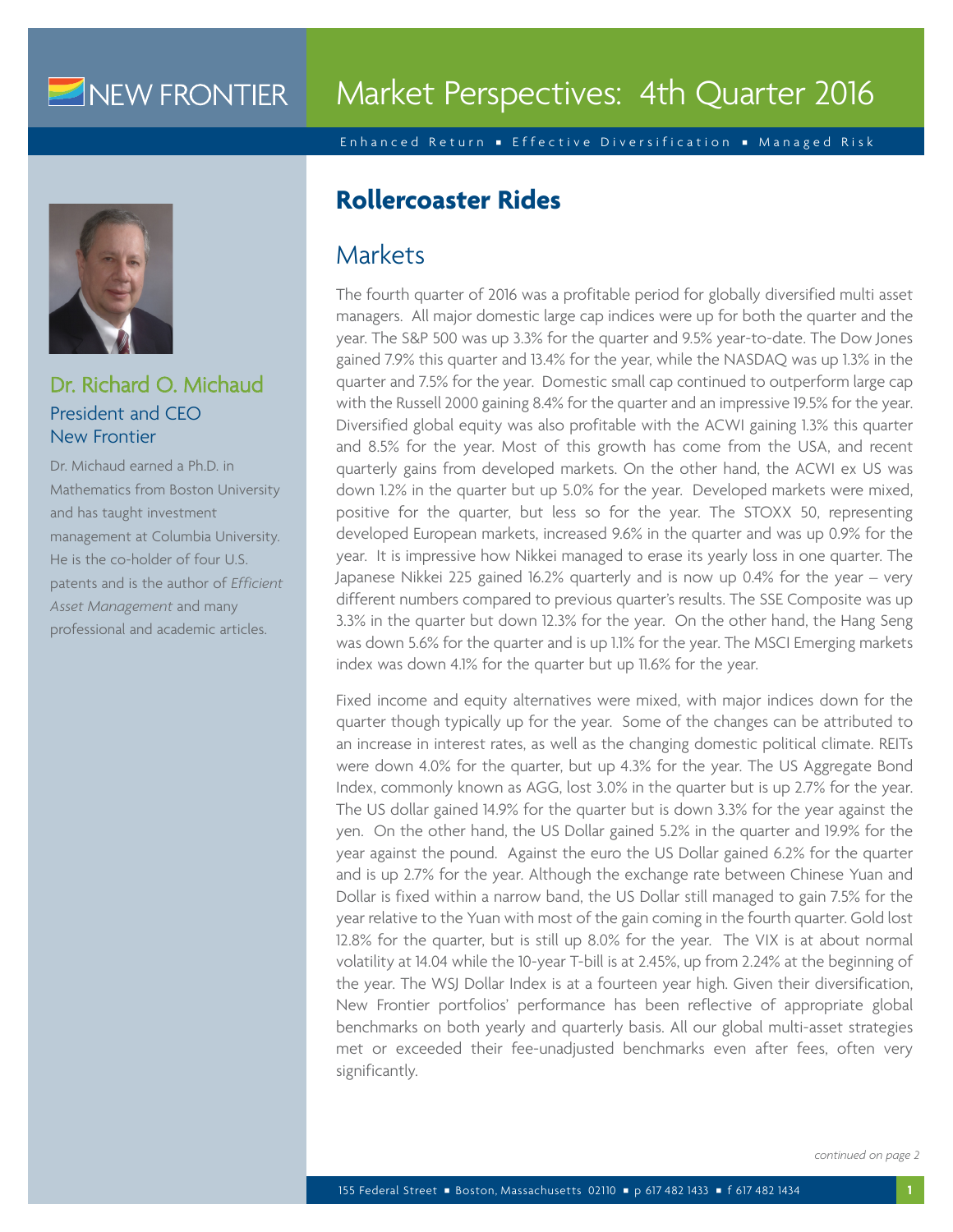# Market Perspectives: 4th Quarter 2016

Enhanced Return ▪ Effective Diversification ▪ Managed Risk

**Dr. Richard O. Michaud**
President and CEO
New Frontier

Dr. Michaud earned a Ph.D. in Mathematics from Boston University and has taught investment management at Columbia University. He is the co-holder of four U.S. patents and is the author of *Efficient Asset Management* and many professional and academic articles.

## Rollercoaster Rides

### Markets

The fourth quarter of 2016 was a profitable period for globally diversified multi asset managers. All major domestic large cap indices were up for both the quarter and the year. The S&P 500 was up 3.3% for the quarter and 9.5% year-to-date. The Dow Jones gained 7.9% this quarter and 13.4% for the year, while the NASDAQ was up 1.3% in the quarter and 7.5% for the year. Domestic small cap continued to outperform large cap with the Russell 2000 gaining 8.4% for the quarter and an impressive 19.5% for the year. Diversified global equity was also profitable with the ACWI gaining 1.3% this quarter and 8.5% for the year. Most of this growth has come from the USA, and recent quarterly gains from developed markets. On the other hand, the ACWI ex US was down 1.2% in the quarter but up 5.0% for the year. Developed markets were mixed, positive for the quarter, but less so for the year. The STOXX 50, representing developed European markets, increased 9.6% in the quarter and was up 0.9% for the year. It is impressive how Nikkei managed to erase its yearly loss in one quarter. The Japanese Nikkei 225 gained 16.2% quarterly and is now up 0.4% for the year – very different numbers compared to previous quarter's results. The SSE Composite was up 3.3% in the quarter but down 12.3% for the year. On the other hand, the Hang Seng was down 5.6% for the quarter and is up 1.1% for the year. The MSCI Emerging markets index was down 4.1% for the quarter but up 11.6% for the year.

Fixed income and equity alternatives were mixed, with major indices down for the quarter though typically up for the year. Some of the changes can be attributed to an increase in interest rates, as well as the changing domestic political climate. REITs were down 4.0% for the quarter, but up 4.3% for the year. The US Aggregate Bond Index, commonly known as AGG, lost 3.0% in the quarter but is up 2.7% for the year. The US dollar gained 14.9% for the quarter but is down 3.3% for the year against the yen. On the other hand, the US Dollar gained 5.2% in the quarter and 19.9% for the year against the pound. Against the euro the US Dollar gained 6.2% for the quarter and is up 2.7% for the year. Although the exchange rate between Chinese Yuan and Dollar is fixed within a narrow band, the US Dollar still managed to gain 7.5% for the year relative to the Yuan with most of the gain coming in the fourth quarter. Gold lost 12.8% for the quarter, but is still up 8.0% for the year. The VIX is at about normal volatility at 14.04 while the 10-year T-bill is at 2.45%, up from 2.24% at the beginning of the year. The WSJ Dollar Index is at a fourteen year high. Given their diversification, New Frontier portfolios' performance has been reflective of appropriate global benchmarks on both yearly and quarterly basis. All our global multi-asset strategies met or exceeded their fee-unadjusted benchmarks even after fees, often very significantly.

*continued on page 2*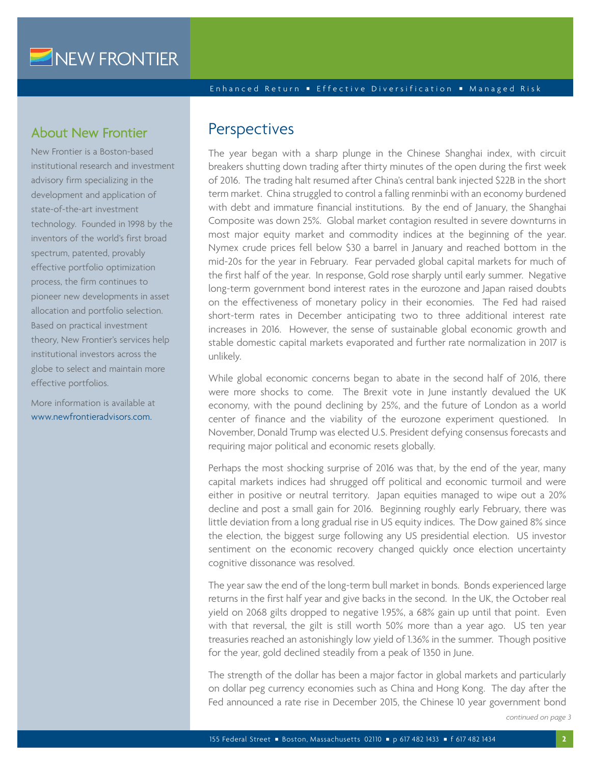## About New Frontier

New Frontier is a Boston-based institutional research and investment advisory firm specializing in the development and application of state-of-the-art investment technology. Founded in 1998 by the inventors of the world's first broad spectrum, patented, provably effective portfolio optimization process, the firm continues to pioneer new developments in asset allocation and portfolio selection. Based on practical investment theory, New Frontier's services help institutional investors across the globe to select and maintain more effective portfolios.

More information is available at www.newfrontieradvisors.com.

## Perspectives

The year began with a sharp plunge in the Chinese Shanghai index, with circuit breakers shutting down trading after thirty minutes of the open during the first week of 2016. The trading halt resumed after China's central bank injected $22B in the short term market. China struggled to control a falling renminbi with an economy burdened with debt and immature financial institutions. By the end of January, the Shanghai Composite was down 25%. Global market contagion resulted in severe downturns in most major equity market and commodity indices at the beginning of the year. Nymex crude prices fell below $30 a barrel in January and reached bottom in the mid-20s for the year in February. Fear pervaded global capital markets for much of the first half of the year. In response, Gold rose sharply until early summer. Negative long-term government bond interest rates in the eurozone and Japan raised doubts on the effectiveness of monetary policy in their economies. The Fed had raised short-term rates in December anticipating two to three additional interest rate increases in 2016. However, the sense of sustainable global economic growth and stable domestic capital markets evaporated and further rate normalization in 2017 is unlikely.

While global economic concerns began to abate in the second half of 2016, there were more shocks to come. The Brexit vote in June instantly devalued the UK economy, with the pound declining by 25%, and the future of London as a world center of finance and the viability of the eurozone experiment questioned. In November, Donald Trump was elected U.S. President defying consensus forecasts and requiring major political and economic resets globally.

Perhaps the most shocking surprise of 2016 was that, by the end of the year, many capital markets indices had shrugged off political and economic turmoil and were either in positive or neutral territory. Japan equities managed to wipe out a 20% decline and post a small gain for 2016. Beginning roughly early February, there was little deviation from a long gradual rise in US equity indices. The Dow gained 8% since the election, the biggest surge following any US presidential election. US investor sentiment on the economic recovery changed quickly once election uncertainty cognitive dissonance was resolved.

The year saw the end of the long-term bull market in bonds. Bonds experienced large returns in the first half year and give backs in the second. In the UK, the October real yield on 2068 gilts dropped to negative 1.95%, a 68% gain up until that point. Even with that reversal, the gilt is still worth 50% more than a year ago. US ten year treasuries reached an astonishingly low yield of 1.36% in the summer. Though positive for the year, gold declined steadily from a peak of 1350 in June.

The strength of the dollar has been a major factor in global markets and particularly on dollar peg currency economies such as China and Hong Kong. The day after the Fed announced a rate rise in December 2015, the Chinese 10 year government bond

*continued on page 3*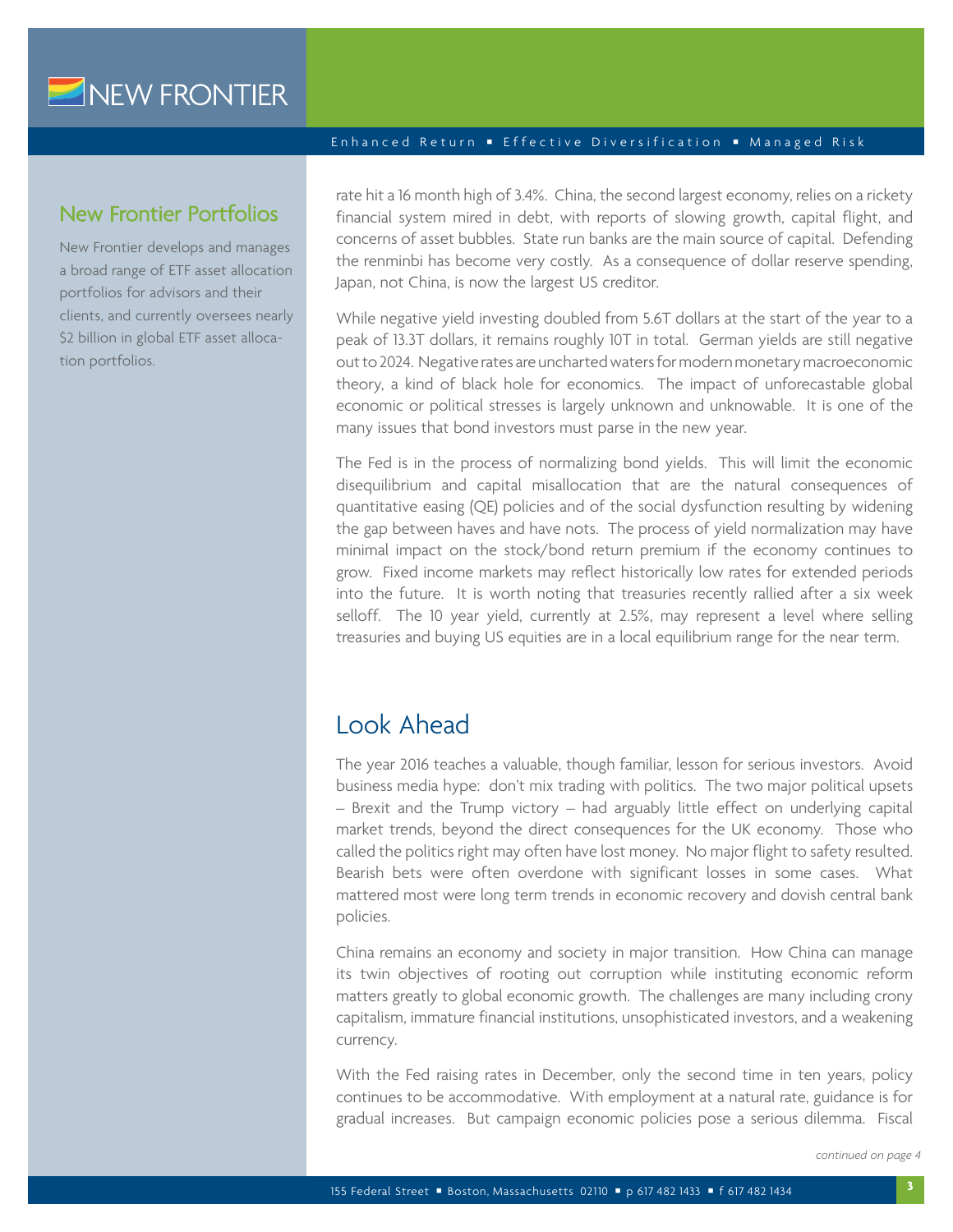## New Frontier Portfolios

New Frontier develops and manages a broad range of ETF asset allocation portfolios for advisors and their clients, and currently oversees nearly $2 billion in global ETF asset allocation portfolios.

rate hit a 16 month high of 3.4%. China, the second largest economy, relies on a rickety financial system mired in debt, with reports of slowing growth, capital flight, and concerns of asset bubbles. State run banks are the main source of capital. Defending the renminbi has become very costly. As a consequence of dollar reserve spending, Japan, not China, is now the largest US creditor.

While negative yield investing doubled from 5.6T dollars at the start of the year to a peak of 13.3T dollars, it remains roughly 10T in total. German yields are still negative out to 2024. Negative rates are uncharted waters for modern monetary macroeconomic theory, a kind of black hole for economics. The impact of unforecastable global economic or political stresses is largely unknown and unknowable. It is one of the many issues that bond investors must parse in the new year.

The Fed is in the process of normalizing bond yields. This will limit the economic disequilibrium and capital misallocation that are the natural consequences of quantitative easing (QE) policies and of the social dysfunction resulting by widening the gap between haves and have nots. The process of yield normalization may have minimal impact on the stock/bond return premium if the economy continues to grow. Fixed income markets may reflect historically low rates for extended periods into the future. It is worth noting that treasuries recently rallied after a six week selloff. The 10 year yield, currently at 2.5%, may represent a level where selling treasuries and buying US equities are in a local equilibrium range for the near term.

## Look Ahead

The year 2016 teaches a valuable, though familiar, lesson for serious investors. Avoid business media hype: don't mix trading with politics. The two major political upsets – Brexit and the Trump victory – had arguably little effect on underlying capital market trends, beyond the direct consequences for the UK economy. Those who called the politics right may often have lost money. No major flight to safety resulted. Bearish bets were often overdone with significant losses in some cases. What mattered most were long term trends in economic recovery and dovish central bank policies.

China remains an economy and society in major transition. How China can manage its twin objectives of rooting out corruption while instituting economic reform matters greatly to global economic growth. The challenges are many including crony capitalism, immature financial institutions, unsophisticated investors, and a weakening currency.

With the Fed raising rates in December, only the second time in ten years, policy continues to be accommodative. With employment at a natural rate, guidance is for gradual increases. But campaign economic policies pose a serious dilemma. Fiscal

*continued on page 4*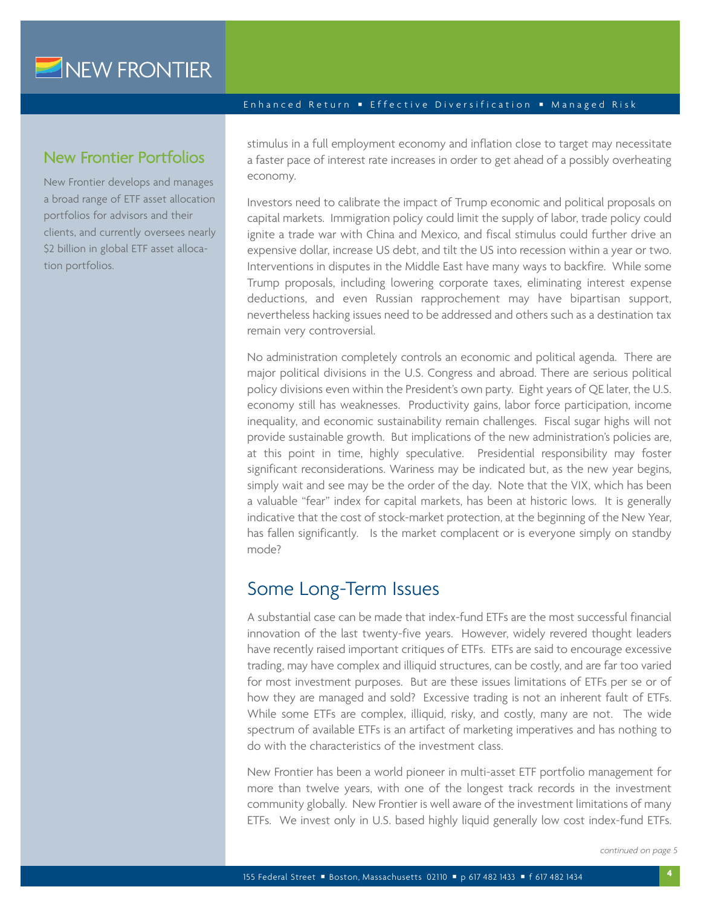## New Frontier Portfolios

New Frontier develops and manages a broad range of ETF asset allocation portfolios for advisors and their clients, and currently oversees nearly $2 billion in global ETF asset allocation portfolios.

stimulus in a full employment economy and inflation close to target may necessitate a faster pace of interest rate increases in order to get ahead of a possibly overheating economy.

Investors need to calibrate the impact of Trump economic and political proposals on capital markets. Immigration policy could limit the supply of labor, trade policy could ignite a trade war with China and Mexico, and fiscal stimulus could further drive an expensive dollar, increase US debt, and tilt the US into recession within a year or two. Interventions in disputes in the Middle East have many ways to backfire. While some Trump proposals, including lowering corporate taxes, eliminating interest expense deductions, and even Russian rapprochement may have bipartisan support, nevertheless hacking issues need to be addressed and others such as a destination tax remain very controversial.

No administration completely controls an economic and political agenda. There are major political divisions in the U.S. Congress and abroad. There are serious political policy divisions even within the President's own party. Eight years of QE later, the U.S. economy still has weaknesses. Productivity gains, labor force participation, income inequality, and economic sustainability remain challenges. Fiscal sugar highs will not provide sustainable growth. But implications of the new administration's policies are, at this point in time, highly speculative. Presidential responsibility may foster significant reconsiderations. Wariness may be indicated but, as the new year begins, simply wait and see may be the order of the day. Note that the VIX, which has been a valuable "fear" index for capital markets, has been at historic lows. It is generally indicative that the cost of stock-market protection, at the beginning of the New Year, has fallen significantly. Is the market complacent or is everyone simply on standby mode?

## Some Long-Term Issues

A substantial case can be made that index-fund ETFs are the most successful financial innovation of the last twenty-five years. However, widely revered thought leaders have recently raised important critiques of ETFs. ETFs are said to encourage excessive trading, may have complex and illiquid structures, can be costly, and are far too varied for most investment purposes. But are these issues limitations of ETFs per se or of how they are managed and sold? Excessive trading is not an inherent fault of ETFs. While some ETFs are complex, illiquid, risky, and costly, many are not. The wide spectrum of available ETFs is an artifact of marketing imperatives and has nothing to do with the characteristics of the investment class.

New Frontier has been a world pioneer in multi-asset ETF portfolio management for more than twelve years, with one of the longest track records in the investment community globally. New Frontier is well aware of the investment limitations of many ETFs. We invest only in U.S. based highly liquid generally low cost index-fund ETFs.

*continued on page 5*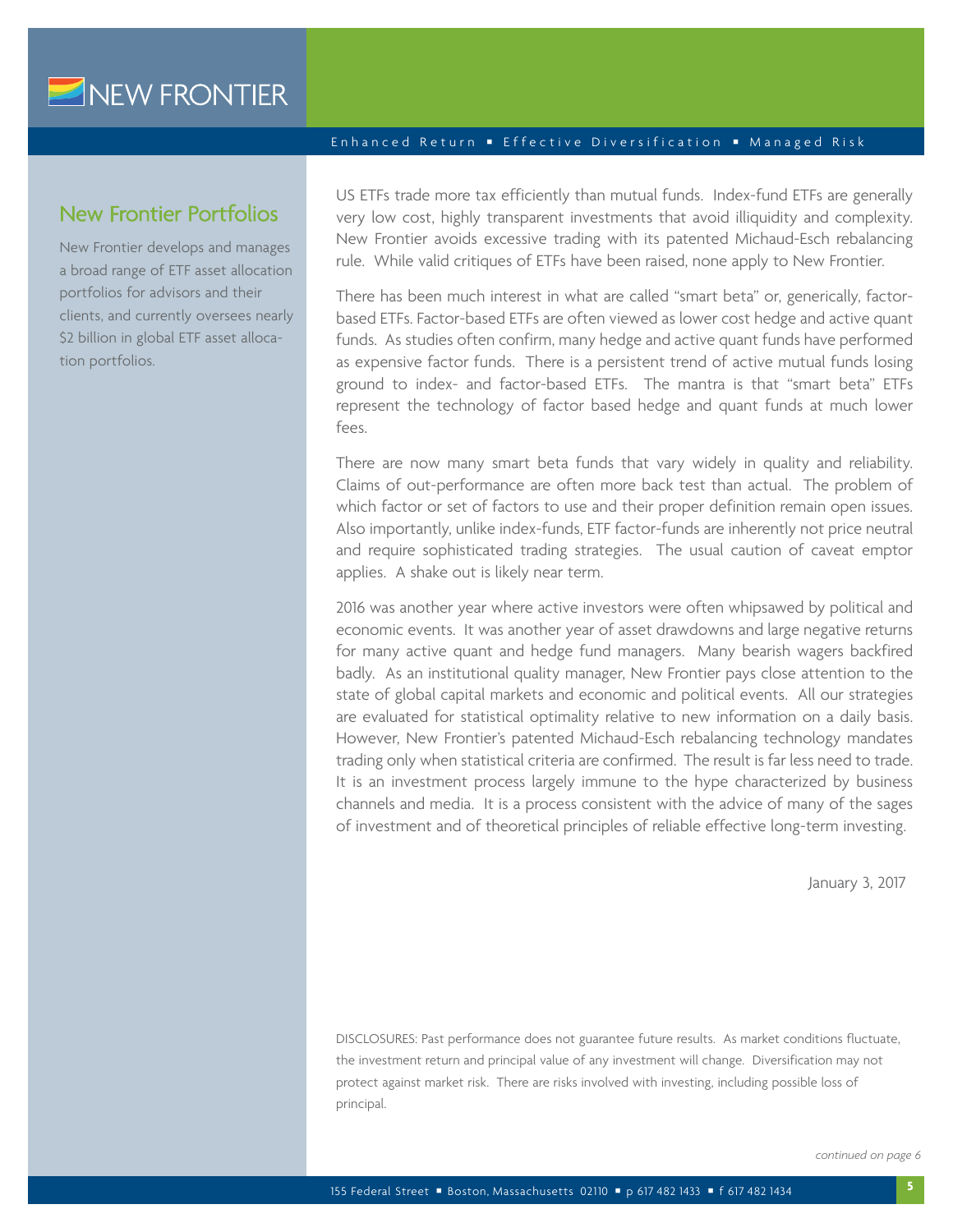## New Frontier Portfolios

New Frontier develops and manages a broad range of ETF asset allocation portfolios for advisors and their clients, and currently oversees nearly $2 billion in global ETF asset allocation portfolios.

US ETFs trade more tax efficiently than mutual funds. Index-fund ETFs are generally very low cost, highly transparent investments that avoid illiquidity and complexity. New Frontier avoids excessive trading with its patented Michaud-Esch rebalancing rule. While valid critiques of ETFs have been raised, none apply to New Frontier.

There has been much interest in what are called "smart beta" or, generically, factor-based ETFs. Factor-based ETFs are often viewed as lower cost hedge and active quant funds. As studies often confirm, many hedge and active quant funds have performed as expensive factor funds. There is a persistent trend of active mutual funds losing ground to index- and factor-based ETFs. The mantra is that "smart beta" ETFs represent the technology of factor based hedge and quant funds at much lower fees.

There are now many smart beta funds that vary widely in quality and reliability. Claims of out-performance are often more back test than actual. The problem of which factor or set of factors to use and their proper definition remain open issues. Also importantly, unlike index-funds, ETF factor-funds are inherently not price neutral and require sophisticated trading strategies. The usual caution of caveat emptor applies. A shake out is likely near term.

2016 was another year where active investors were often whipsawed by political and economic events. It was another year of asset drawdowns and large negative returns for many active quant and hedge fund managers. Many bearish wagers backfired badly. As an institutional quality manager, New Frontier pays close attention to the state of global capital markets and economic and political events. All our strategies are evaluated for statistical optimality relative to new information on a daily basis. However, New Frontier's patented Michaud-Esch rebalancing technology mandates trading only when statistical criteria are confirmed. The result is far less need to trade. It is an investment process largely immune to the hype characterized by business channels and media. It is a process consistent with the advice of many of the sages of investment and of theoretical principles of reliable effective long-term investing.

January 3, 2017

DISCLOSURES: Past performance does not guarantee future results. As market conditions fluctuate, the investment return and principal value of any investment will change. Diversification may not protect against market risk. There are risks involved with investing, including possible loss of principal.

*continued on page 6*